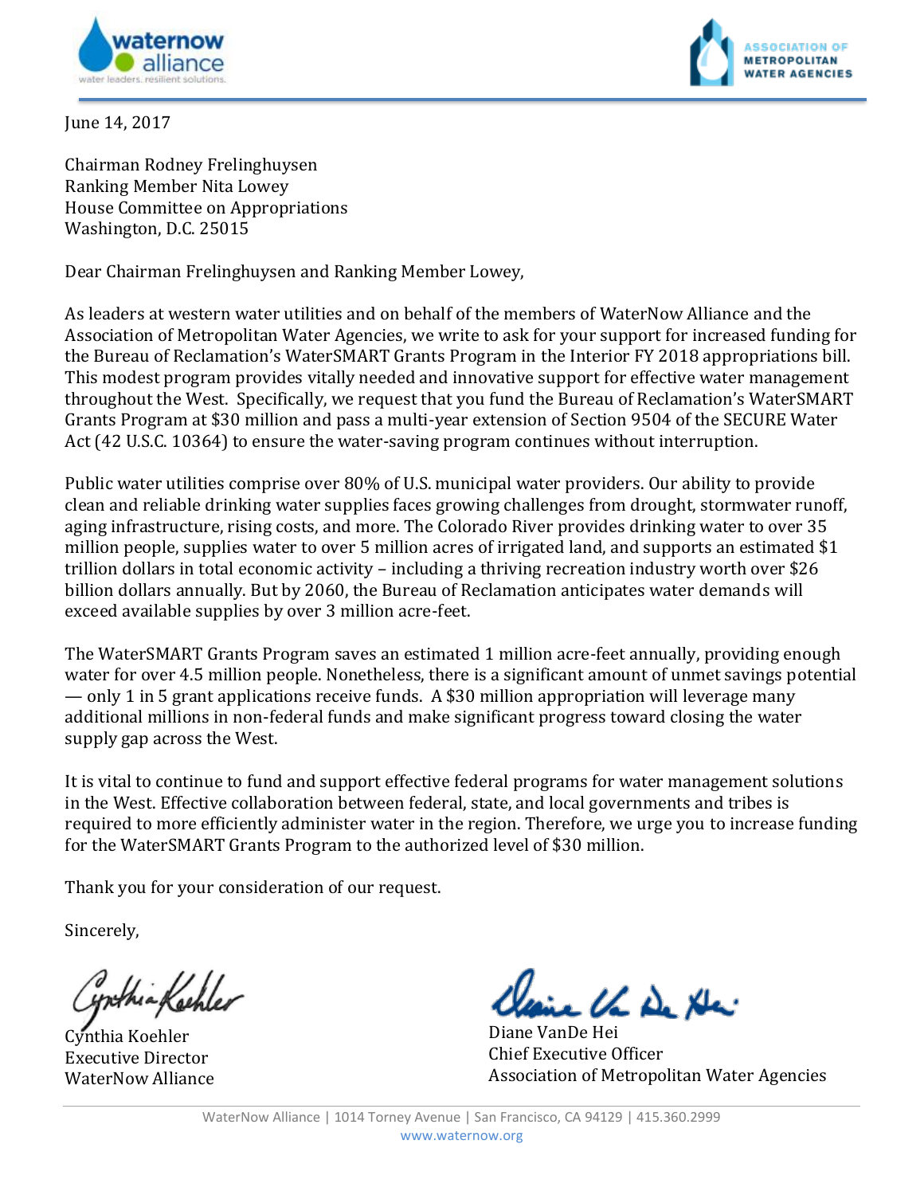waternow alliance
water leaders. resilient solutions.

ASSOCIATION OF METROPOLITAN WATER AGENCIES

June 14, 2017

Chairman Rodney Frelinghuysen
Ranking Member Nita Lowey
House Committee on Appropriations
Washington, D.C. 25015

Dear Chairman Frelinghuysen and Ranking Member Lowey,

As leaders at western water utilities and on behalf of the members of WaterNow Alliance and the Association of Metropolitan Water Agencies, we write to ask for your support for increased funding for the Bureau of Reclamation's WaterSMART Grants Program in the Interior FY 2018 appropriations bill. This modest program provides vitally needed and innovative support for effective water management throughout the West. Specifically, we request that you fund the Bureau of Reclamation's WaterSMART Grants Program at $30 million and pass a multi-year extension of Section 9504 of the SECURE Water Act (42 U.S.C. 10364) to ensure the water-saving program continues without interruption.

Public water utilities comprise over 80% of U.S. municipal water providers. Our ability to provide clean and reliable drinking water supplies faces growing challenges from drought, stormwater runoff, aging infrastructure, rising costs, and more. The Colorado River provides drinking water to over 35 million people, supplies water to over 5 million acres of irrigated land, and supports an estimated $1 trillion dollars in total economic activity – including a thriving recreation industry worth over $26 billion dollars annually. But by 2060, the Bureau of Reclamation anticipates water demands will exceed available supplies by over 3 million acre-feet.

The WaterSMART Grants Program saves an estimated 1 million acre-feet annually, providing enough water for over 4.5 million people. Nonetheless, there is a significant amount of unmet savings potential — only 1 in 5 grant applications receive funds. A $30 million appropriation will leverage many additional millions in non-federal funds and make significant progress toward closing the water supply gap across the West.

It is vital to continue to fund and support effective federal programs for water management solutions in the West. Effective collaboration between federal, state, and local governments and tribes is required to more efficiently administer water in the region. Therefore, we urge you to increase funding for the WaterSMART Grants Program to the authorized level of $30 million.

Thank you for your consideration of our request.

Sincerely,

Cynthia Koehler
Executive Director
WaterNow Alliance

Diane VanDe Hei
Chief Executive Officer
Association of Metropolitan Water Agencies

WaterNow Alliance | 1014 Torney Avenue | San Francisco, CA 94129 | 415.360.2999
www.waternow.org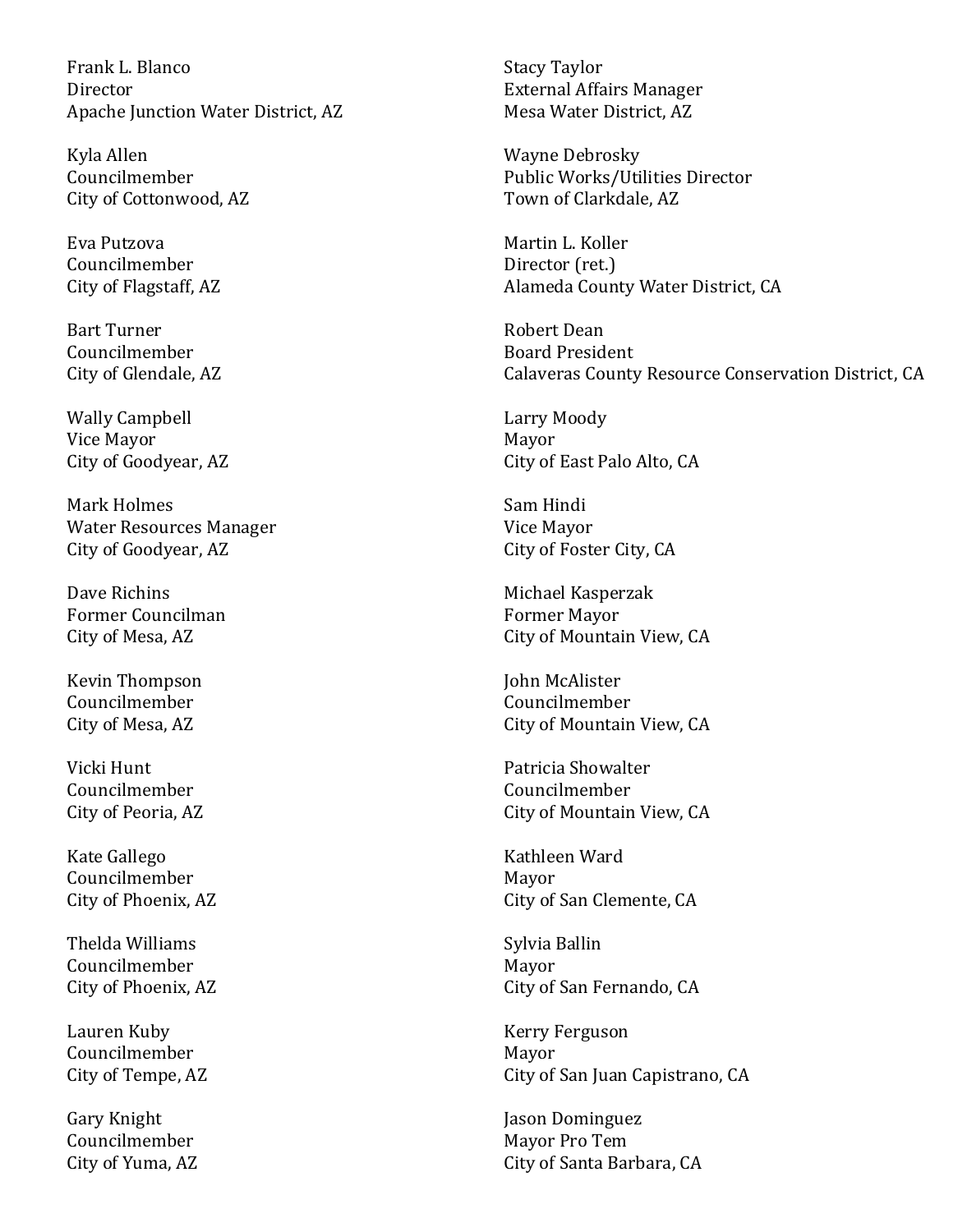Frank L. Blanco
Director
Apache Junction Water District, AZ

Kyla Allen
Councilmember
City of Cottonwood, AZ

Eva Putzova
Councilmember
City of Flagstaff, AZ

Bart Turner
Councilmember
City of Glendale, AZ

Wally Campbell
Vice Mayor
City of Goodyear, AZ

Mark Holmes
Water Resources Manager
City of Goodyear, AZ

Dave Richins
Former Councilman
City of Mesa, AZ

Kevin Thompson
Councilmember
City of Mesa, AZ

Vicki Hunt
Councilmember
City of Peoria, AZ

Kate Gallego
Councilmember
City of Phoenix, AZ

Thelda Williams
Councilmember
City of Phoenix, AZ

Lauren Kuby
Councilmember
City of Tempe, AZ

Gary Knight
Councilmember
City of Yuma, AZ

Stacy Taylor
External Affairs Manager
Mesa Water District, AZ

Wayne Debrosky
Public Works/Utilities Director
Town of Clarkdale, AZ

Martin L. Koller
Director (ret.)
Alameda County Water District, CA

Robert Dean
Board President
Calaveras County Resource Conservation District, CA

Larry Moody
Mayor
City of East Palo Alto, CA

Sam Hindi
Vice Mayor
City of Foster City, CA

Michael Kasperzak
Former Mayor
City of Mountain View, CA

John McAlister
Councilmember
City of Mountain View, CA

Patricia Showalter
Councilmember
City of Mountain View, CA

Kathleen Ward
Mayor
City of San Clemente, CA

Sylvia Ballin
Mayor
City of San Fernando, CA

Kerry Ferguson
Mayor
City of San Juan Capistrano, CA

Jason Dominguez
Mayor Pro Tem
City of Santa Barbara, CA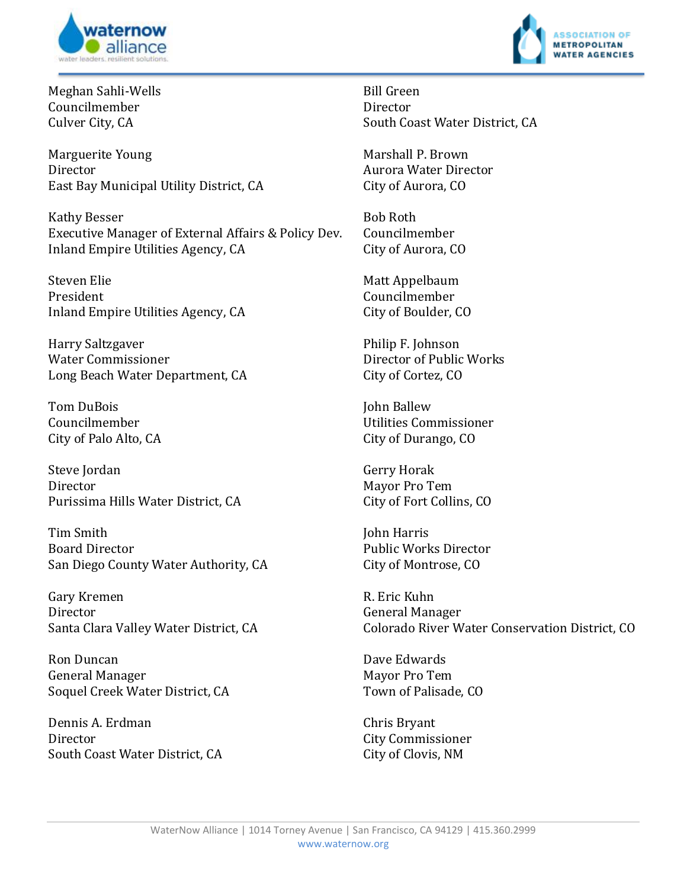Meghan Sahli-Wells
Councilmember
Culver City, CA

Marguerite Young
Director
East Bay Municipal Utility District, CA

Kathy Besser
Executive Manager of External Affairs & Policy Dev.
Inland Empire Utilities Agency, CA

Steven Elie
President
Inland Empire Utilities Agency, CA

Harry Saltzgaver
Water Commissioner
Long Beach Water Department, CA

Tom DuBois
Councilmember
City of Palo Alto, CA

Steve Jordan
Director
Purissima Hills Water District, CA

Tim Smith
Board Director
San Diego County Water Authority, CA

Gary Kremen
Director
Santa Clara Valley Water District, CA

Ron Duncan
General Manager
Soquel Creek Water District, CA

Dennis A. Erdman
Director
South Coast Water District, CA

Bill Green
Director
South Coast Water District, CA

Marshall P. Brown
Aurora Water Director
City of Aurora, CO

Bob Roth
Councilmember
City of Aurora, CO

Matt Appelbaum
Councilmember
City of Boulder, CO

Philip F. Johnson
Director of Public Works
City of Cortez, CO

John Ballew
Utilities Commissioner
City of Durango, CO

Gerry Horak
Mayor Pro Tem
City of Fort Collins, CO

John Harris
Public Works Director
City of Montrose, CO

R. Eric Kuhn
General Manager
Colorado River Water Conservation District, CO

Dave Edwards
Mayor Pro Tem
Town of Palisade, CO

Chris Bryant
City Commissioner
City of Clovis, NM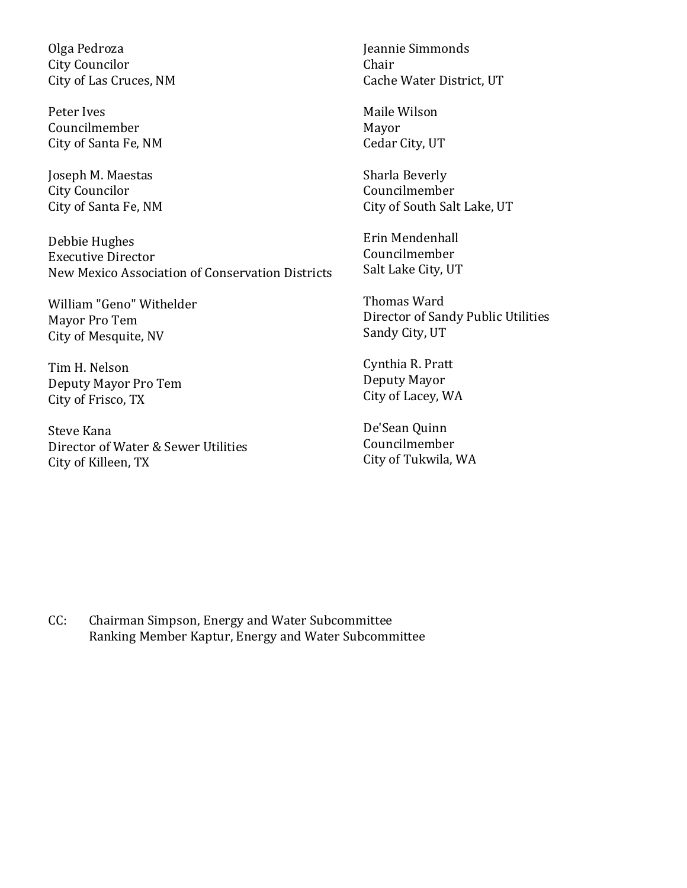Olga Pedroza
City Councilor
City of Las Cruces, NM

Peter Ives
Councilmember
City of Santa Fe, NM

Joseph M. Maestas
City Councilor
City of Santa Fe, NM

Debbie Hughes
Executive Director
New Mexico Association of Conservation Districts

William "Geno" Withelder
Mayor Pro Tem
City of Mesquite, NV

Tim H. Nelson
Deputy Mayor Pro Tem
City of Frisco, TX

Steve Kana
Director of Water & Sewer Utilities
City of Killeen, TX

Jeannie Simmonds
Chair
Cache Water District, UT

Maile Wilson
Mayor
Cedar City, UT

Sharla Beverly
Councilmember
City of South Salt Lake, UT

Erin Mendenhall
Councilmember
Salt Lake City, UT

Thomas Ward
Director of Sandy Public Utilities
Sandy City, UT

Cynthia R. Pratt
Deputy Mayor
City of Lacey, WA

De'Sean Quinn
Councilmember
City of Tukwila, WA

CC: Chairman Simpson, Energy and Water Subcommittee
Ranking Member Kaptur, Energy and Water Subcommittee